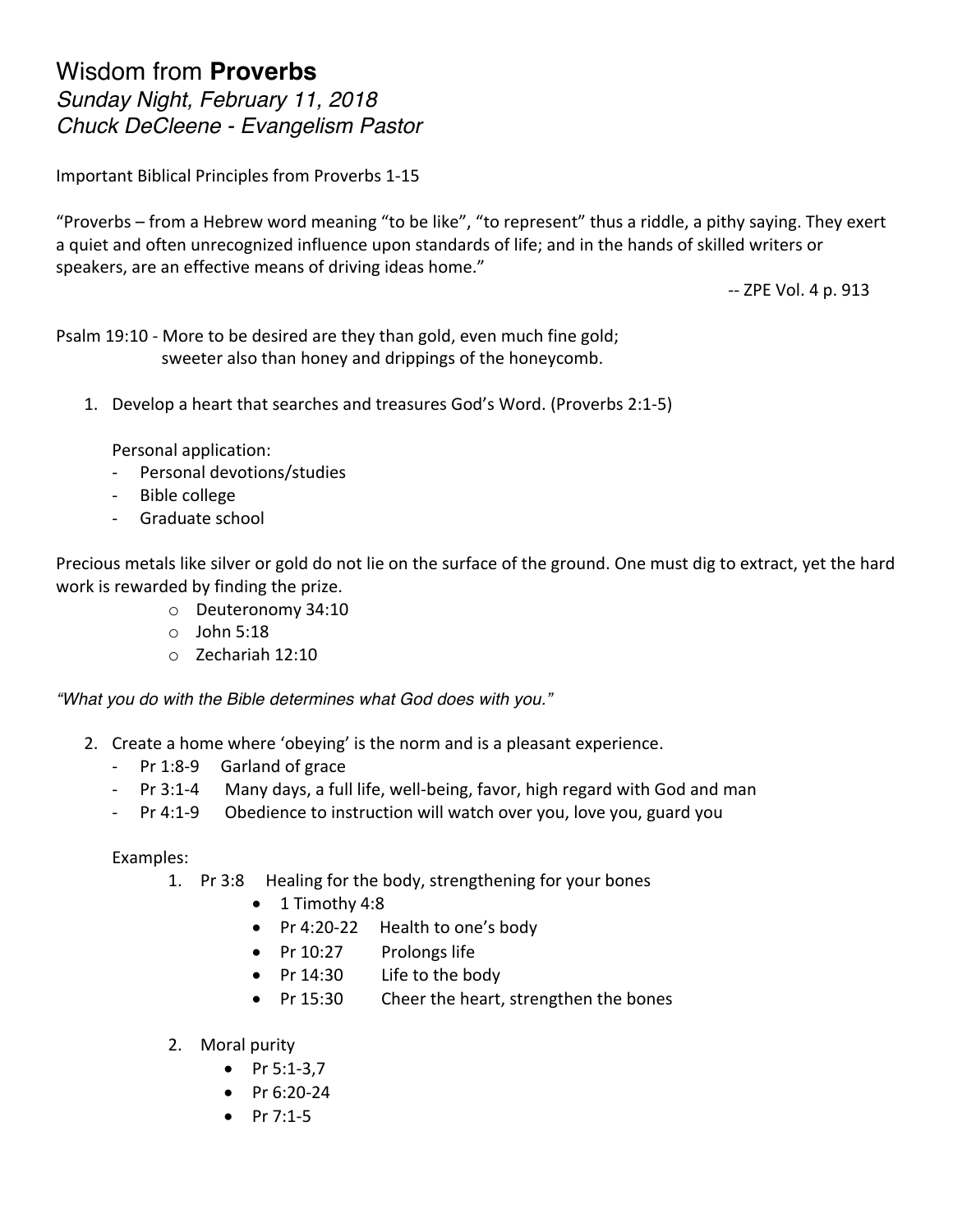# Wisdom from **Proverbs**

*Sunday Night, February 11, 2018*
*Chuck DeCleene - Evangelism Pastor*

Important Biblical Principles from Proverbs 1-15

"Proverbs – from a Hebrew word meaning "to be like", "to represent" thus a riddle, a pithy saying. They exert a quiet and often unrecognized influence upon standards of life; and in the hands of skilled writers or speakers, are an effective means of driving ideas home."

-- ZPE Vol. 4 p. 913

Psalm 19:10 - More to be desired are they than gold, even much fine gold;
sweeter also than honey and drippings of the honeycomb.

1. Develop a heart that searches and treasures God's Word. (Proverbs 2:1-5)

   Personal application:
   - Personal devotions/studies
   - Bible college
   - Graduate school

Precious metals like silver or gold do not lie on the surface of the ground. One must dig to extract, yet the hard work is rewarded by finding the prize.

- Deuteronomy 34:10
- John 5:18
- Zechariah 12:10

*"What you do with the Bible determines what God does with you."*

2. Create a home where 'obeying' is the norm and is a pleasant experience.
   - Pr 1:8-9 Garland of grace
   - Pr 3:1-4 Many days, a full life, well-being, favor, high regard with God and man
   - Pr 4:1-9 Obedience to instruction will watch over you, love you, guard you

   Examples:

   1. Pr 3:8 Healing for the body, strengthening for your bones
      - 1 Timothy 4:8
      - Pr 4:20-22 Health to one's body
      - Pr 10:27 Prolongs life
      - Pr 14:30 Life to the body
      - Pr 15:30 Cheer the heart, strengthen the bones

   2. Moral purity
      - Pr 5:1-3,7
      - Pr 6:20-24
      - Pr 7:1-5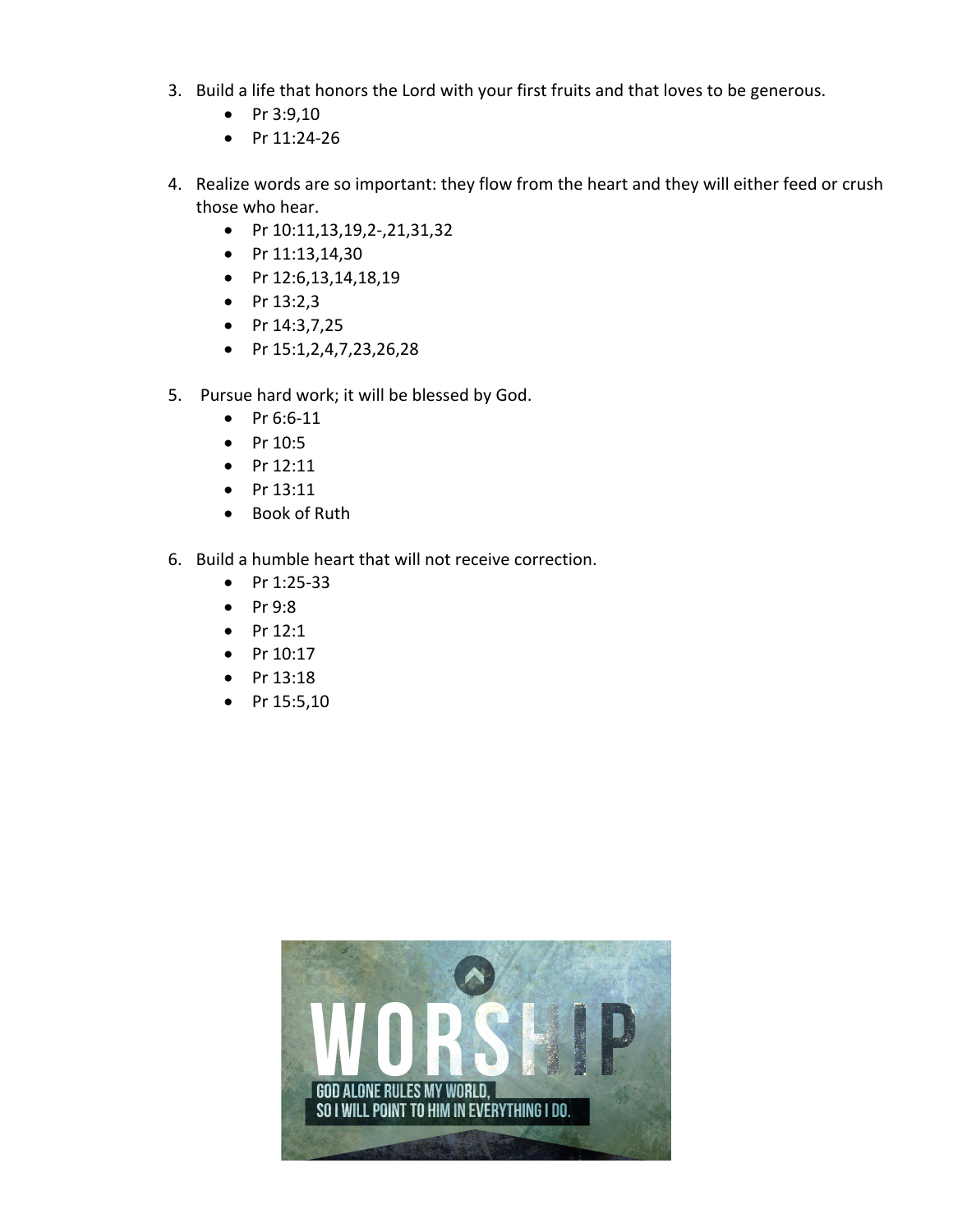3. Build a life that honors the Lord with your first fruits and that loves to be generous.
   - Pr 3:9,10
   - Pr 11:24-26

4. Realize words are so important: they flow from the heart and they will either feed or crush those who hear.
   - Pr 10:11,13,19,2-,21,31,32
   - Pr 11:13,14,30
   - Pr 12:6,13,14,18,19
   - Pr 13:2,3
   - Pr 14:3,7,25
   - Pr 15:1,2,4,7,23,26,28

5. Pursue hard work; it will be blessed by God.
   - Pr 6:6-11
   - Pr 10:5
   - Pr 12:11
   - Pr 13:11
   - Book of Ruth

6. Build a humble heart that will not receive correction.
   - Pr 1:25-33
   - Pr 9:8
   - Pr 12:1
   - Pr 10:17
   - Pr 13:18
   - Pr 15:5,10

WORSHIP

GOD ALONE RULES MY WORLD,
SO I WILL POINT TO HIM IN EVERYTHING I DO.